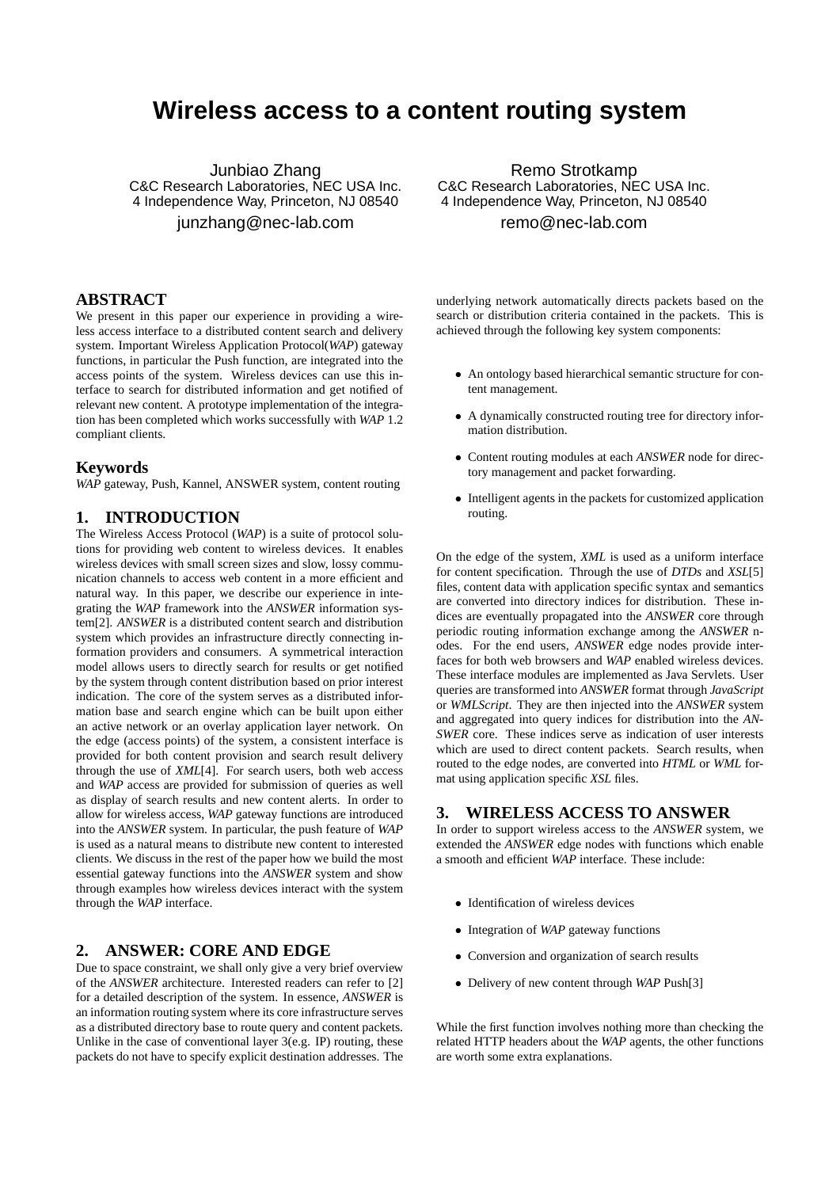# Wireless access to a content routing system

Junbiao Zhang
C&C Research Laboratories, NEC USA Inc.
4 Independence Way, Princeton, NJ 08540
junzhang@nec-lab.com

Remo Strotkamp
C&C Research Laboratories, NEC USA Inc.
4 Independence Way, Princeton, NJ 08540
remo@nec-lab.com

## ABSTRACT

We present in this paper our experience in providing a wireless access interface to a distributed content search and delivery system. Important Wireless Application Protocol(*WAP*) gateway functions, in particular the Push function, are integrated into the access points of the system. Wireless devices can use this interface to search for distributed information and get notified of relevant new content. A prototype implementation of the integration has been completed which works successfully with *WAP* 1.2 compliant clients.

### Keywords

*WAP* gateway, Push, Kannel, ANSWER system, content routing

## 1. INTRODUCTION

The Wireless Access Protocol (*WAP*) is a suite of protocol solutions for providing web content to wireless devices. It enables wireless devices with small screen sizes and slow, lossy communication channels to access web content in a more efficient and natural way. In this paper, we describe our experience in integrating the *WAP* framework into the *ANSWER* information system[2]. *ANSWER* is a distributed content search and distribution system which provides an infrastructure directly connecting information providers and consumers. A symmetrical interaction model allows users to directly search for results or get notified by the system through content distribution based on prior interest indication. The core of the system serves as a distributed information base and search engine which can be built upon either an active network or an overlay application layer network. On the edge (access points) of the system, a consistent interface is provided for both content provision and search result delivery through the use of *XML*[4]. For search users, both web access and *WAP* access are provided for submission of queries as well as display of search results and new content alerts. In order to allow for wireless access, *WAP* gateway functions are introduced into the *ANSWER* system. In particular, the push feature of *WAP* is used as a natural means to distribute new content to interested clients. We discuss in the rest of the paper how we build the most essential gateway functions into the *ANSWER* system and show through examples how wireless devices interact with the system through the *WAP* interface.

## 2. ANSWER: CORE AND EDGE

Due to space constraint, we shall only give a very brief overview of the *ANSWER* architecture. Interested readers can refer to [2] for a detailed description of the system. In essence, *ANSWER* is an information routing system where its core infrastructure serves as a distributed directory base to route query and content packets. Unlike in the case of conventional layer 3(e.g. IP) routing, these packets do not have to specify explicit destination addresses. The underlying network automatically directs packets based on the search or distribution criteria contained in the packets. This is achieved through the following key system components:

- An ontology based hierarchical semantic structure for content management.
- A dynamically constructed routing tree for directory information distribution.
- Content routing modules at each *ANSWER* node for directory management and packet forwarding.
- Intelligent agents in the packets for customized application routing.

On the edge of the system, *XML* is used as a uniform interface for content specification. Through the use of *DTDs* and *XSL*[5] files, content data with application specific syntax and semantics are converted into directory indices for distribution. These indices are eventually propagated into the *ANSWER* core through periodic routing information exchange among the *ANSWER* nodes. For the end users, *ANSWER* edge nodes provide interfaces for both web browsers and *WAP* enabled wireless devices. These interface modules are implemented as Java Servlets. User queries are transformed into *ANSWER* format through *JavaScript* or *WMLScript*. They are then injected into the *ANSWER* system and aggregated into query indices for distribution into the *ANSWER* core. These indices serve as indication of user interests which are used to direct content packets. Search results, when routed to the edge nodes, are converted into *HTML* or *WML* format using application specific *XSL* files.

## 3. WIRELESS ACCESS TO ANSWER

In order to support wireless access to the *ANSWER* system, we extended the *ANSWER* edge nodes with functions which enable a smooth and efficient *WAP* interface. These include:

- Identification of wireless devices
- Integration of *WAP* gateway functions
- Conversion and organization of search results
- Delivery of new content through *WAP* Push[3]

While the first function involves nothing more than checking the related HTTP headers about the *WAP* agents, the other functions are worth some extra explanations.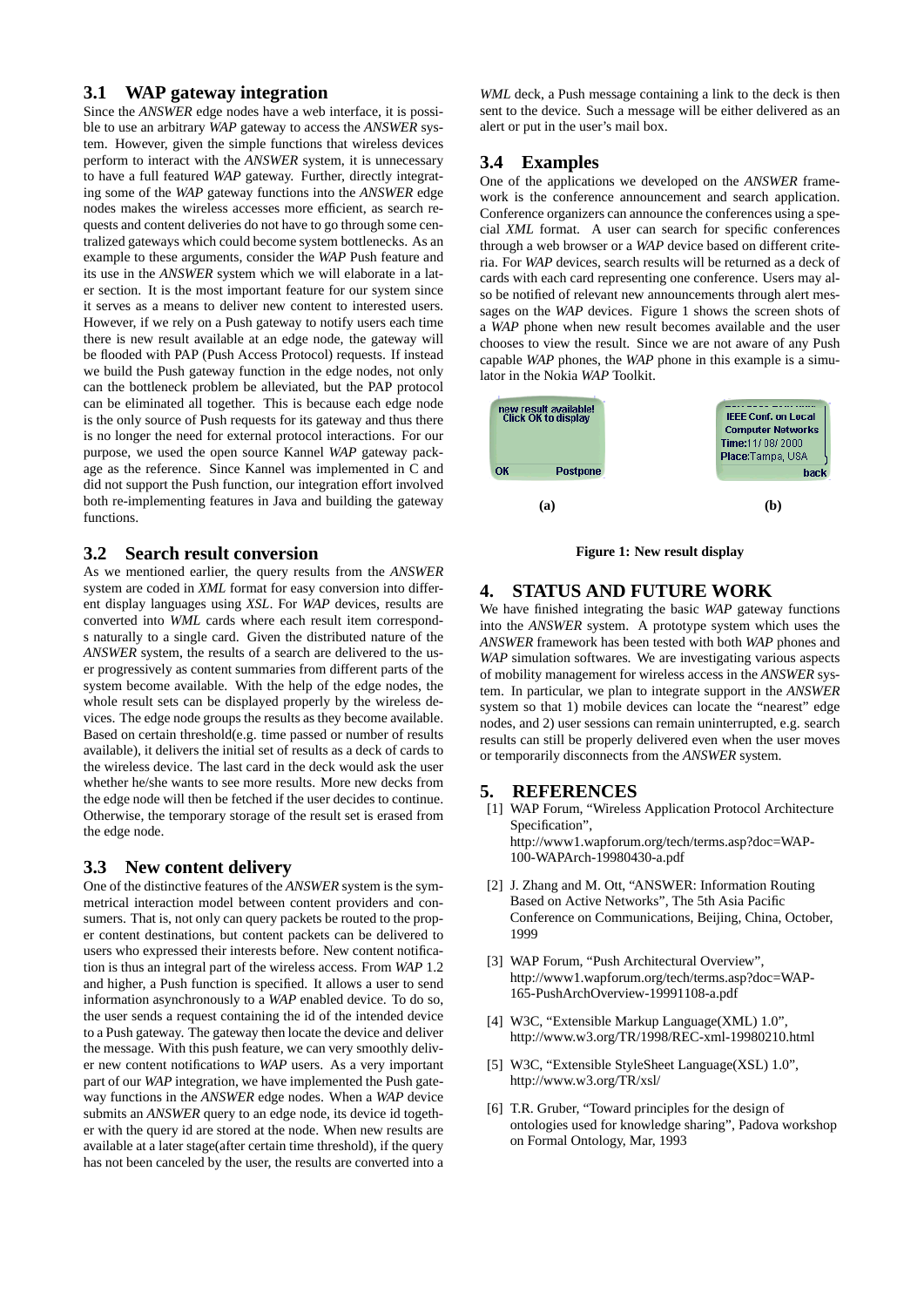### 3.1 WAP gateway integration

Since the *ANSWER* edge nodes have a web interface, it is possible to use an arbitrary *WAP* gateway to access the *ANSWER* system. However, given the simple functions that wireless devices perform to interact with the *ANSWER* system, it is unnecessary to have a full featured *WAP* gateway. Further, directly integrating some of the *WAP* gateway functions into the *ANSWER* edge nodes makes the wireless accesses more efficient, as search requests and content deliveries do not have to go through some centralized gateways which could become system bottlenecks. As an example to these arguments, consider the *WAP* Push feature and its use in the *ANSWER* system which we will elaborate in a later section. It is the most important feature for our system since it serves as a means to deliver new content to interested users. However, if we rely on a Push gateway to notify users each time there is new result available at an edge node, the gateway will be flooded with PAP (Push Access Protocol) requests. If instead we build the Push gateway function in the edge nodes, not only can the bottleneck problem be alleviated, but the PAP protocol can be eliminated all together. This is because each edge node is the only source of Push requests for its gateway and thus there is no longer the need for external protocol interactions. For our purpose, we used the open source Kannel *WAP* gateway package as the reference. Since Kannel was implemented in C and did not support the Push function, our integration effort involved both re-implementing features in Java and building the gateway functions.

### 3.2 Search result conversion

As we mentioned earlier, the query results from the *ANSWER* system are coded in *XML* format for easy conversion into different display languages using *XSL*. For *WAP* devices, results are converted into *WML* cards where each result item corresponds naturally to a single card. Given the distributed nature of the *ANSWER* system, the results of a search are delivered to the user progressively as content summaries from different parts of the system become available. With the help of the edge nodes, the whole result sets can be displayed properly by the wireless devices. The edge node groups the results as they become available. Based on certain threshold(e.g. time passed or number of results available), it delivers the initial set of results as a deck of cards to the wireless device. The last card in the deck would ask the user whether he/she wants to see more results. More new decks from the edge node will then be fetched if the user decides to continue. Otherwise, the temporary storage of the result set is erased from the edge node.

### 3.3 New content delivery

One of the distinctive features of the *ANSWER* system is the symmetrical interaction model between content providers and consumers. That is, not only can query packets be routed to the proper content destinations, but content packets can be delivered to users who expressed their interests before. New content notification is thus an integral part of the wireless access. From *WAP* 1.2 and higher, a Push function is specified. It allows a user to send information asynchronously to a *WAP* enabled device. To do so, the user sends a request containing the id of the intended device to a Push gateway. The gateway then locate the device and deliver the message. With this push feature, we can very smoothly deliver new content notifications to *WAP* users. As a very important part of our *WAP* integration, we have implemented the Push gateway functions in the *ANSWER* edge nodes. When a *WAP* device submits an *ANSWER* query to an edge node, its device id together with the query id are stored at the node. When new results are available at a later stage(after certain time threshold), if the query has not been canceled by the user, the results are converted into a *WML* deck, a Push message containing a link to the deck is then sent to the device. Such a message will be either delivered as an alert or put in the user's mail box.

### 3.4 Examples

One of the applications we developed on the *ANSWER* framework is the conference announcement and search application. Conference organizers can announce the conferences using a special *XML* format. A user can search for specific conferences through a web browser or a *WAP* device based on different criteria. For *WAP* devices, search results will be returned as a deck of cards with each card representing one conference. Users may also be notified of relevant new announcements through alert messages on the *WAP* devices. Figure 1 shows the screen shots of a *WAP* phone when new result becomes available and the user chooses to view the result. Since we are not aware of any Push capable *WAP* phones, the *WAP* phone in this example is a simulator in the Nokia *WAP* Toolkit.

new result available!
Click OK to display
OK Postpone

(a)

IEEE Conf. on Local
Computer Networks
Time:11/08/2000
Place:Tampa, USA
back

(b)

**Figure 1: New result display**

## 4. STATUS AND FUTURE WORK

We have finished integrating the basic *WAP* gateway functions into the *ANSWER* system. A prototype system which uses the *ANSWER* framework has been tested with both *WAP* phones and *WAP* simulation softwares. We are investigating various aspects of mobility management for wireless access in the *ANSWER* system. In particular, we plan to integrate support in the *ANSWER* system so that 1) mobile devices can locate the "nearest" edge nodes, and 2) user sessions can remain uninterrupted, e.g. search results can still be properly delivered even when the user moves or temporarily disconnects from the *ANSWER* system.

## 5. REFERENCES

[1] WAP Forum, "Wireless Application Protocol Architecture Specification", http://www1.wapforum.org/tech/terms.asp?doc=WAP-100-WAPArch-19980430-a.pdf

[2] J. Zhang and M. Ott, "ANSWER: Information Routing Based on Active Networks", The 5th Asia Pacific Conference on Communications, Beijing, China, October, 1999

[3] WAP Forum, "Push Architectural Overview", http://www1.wapforum.org/tech/terms.asp?doc=WAP-165-PushArchOverview-19991108-a.pdf

[4] W3C, "Extensible Markup Language(XML) 1.0", http://www.w3.org/TR/1998/REC-xml-19980210.html

[5] W3C, "Extensible StyleSheet Language(XSL) 1.0", http://www.w3.org/TR/xsl/

[6] T.R. Gruber, "Toward principles for the design of ontologies used for knowledge sharing", Padova workshop on Formal Ontology, Mar, 1993